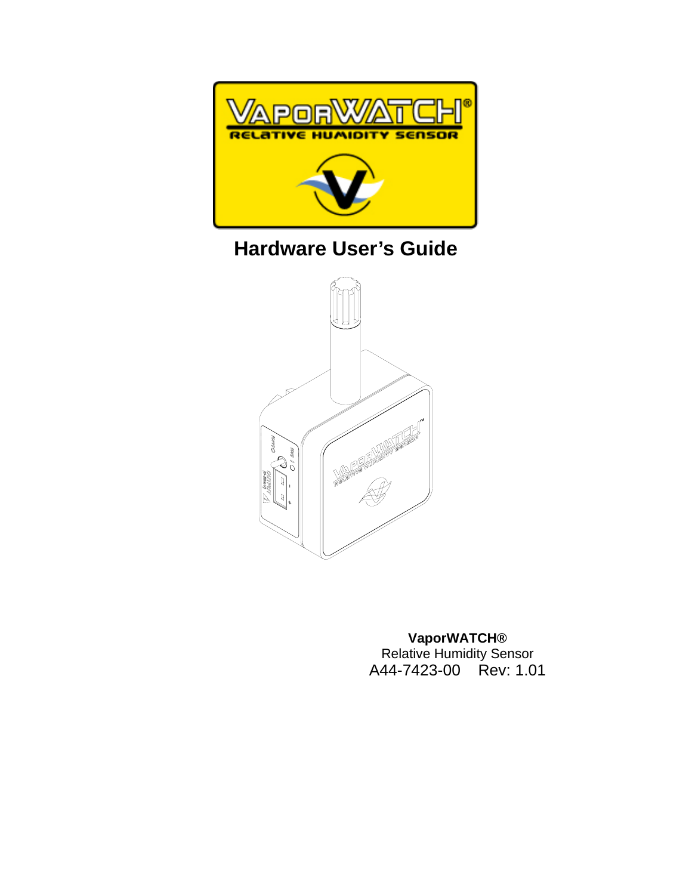# Hardware User's Guide

**VaporWATCH®**
Relative Humidity Sensor
A44-7423-00 Rev: 1.01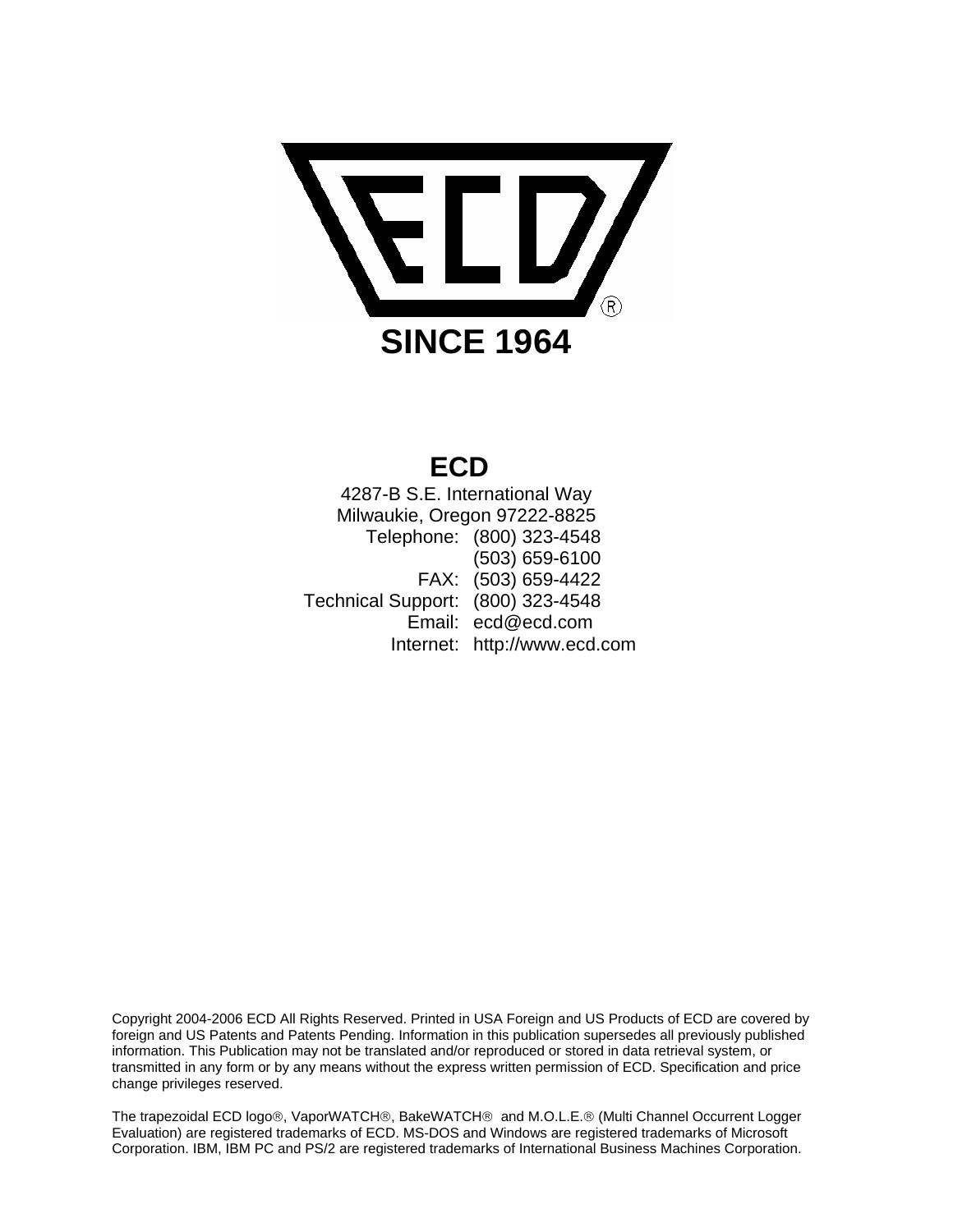SINCE 1964

# ECD

4287-B S.E. International Way
Milwaukie, Oregon 97222-8825

| | |
|---|---|
| Telephone: | (800) 323-4548 |
| | (503) 659-6100 |
| FAX: | (503) 659-4422 |
| Technical Support: | (800) 323-4548 |
| Email: | ecd@ecd.com |
| Internet: | http://www.ecd.com |

Copyright 2004-2006 ECD All Rights Reserved. Printed in USA Foreign and US Products of ECD are covered by foreign and US Patents and Patents Pending. Information in this publication supersedes all previously published information. This Publication may not be translated and/or reproduced or stored in data retrieval system, or transmitted in any form or by any means without the express written permission of ECD. Specification and price change privileges reserved.

The trapezoidal ECD logo®, VaporWATCH®, BakeWATCH® and M.O.L.E.® (Multi Channel Occurrent Logger Evaluation) are registered trademarks of ECD. MS-DOS and Windows are registered trademarks of Microsoft Corporation. IBM, IBM PC and PS/2 are registered trademarks of International Business Machines Corporation.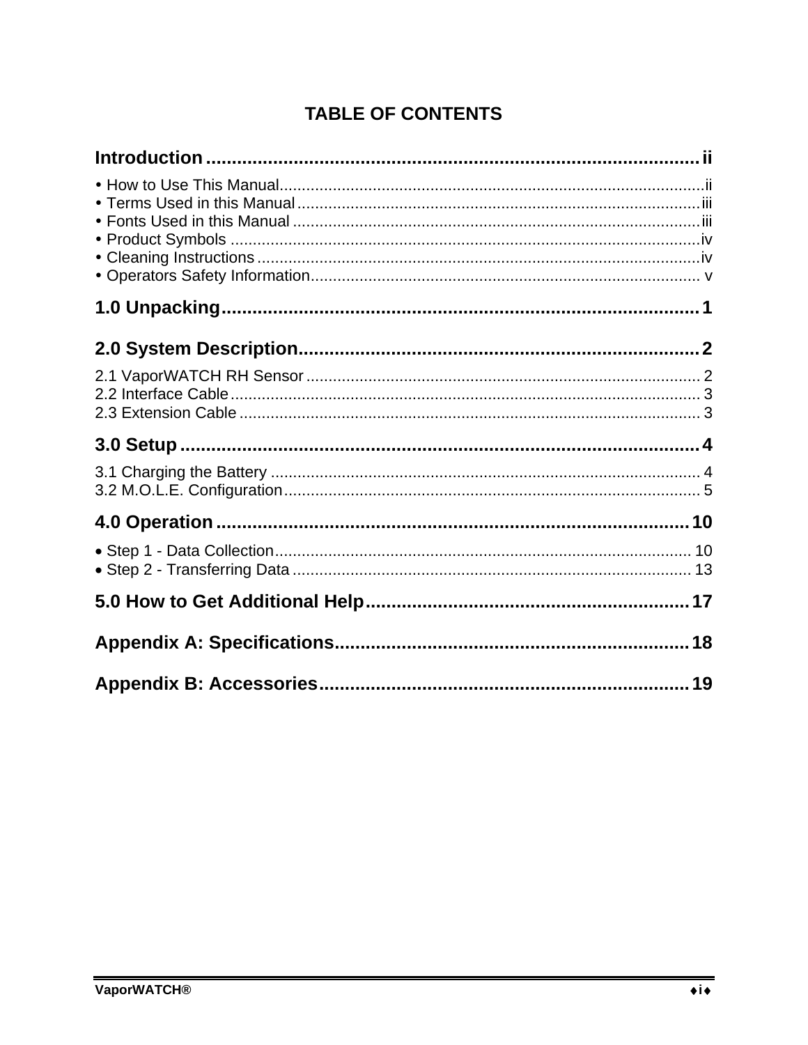# TABLE OF CONTENTS

**Introduction ............................................................................................ ii**

- How to Use This Manual............................................................................................ii
- Terms Used in this Manual.........................................................................................iii
- Fonts Used in this Manual .........................................................................................iii
- Product Symbols .......................................................................................................iv
- Cleaning Instructions .................................................................................................iv
- Operators Safety Information...................................................................................... v

**1.0 Unpacking ........................................................................................... 1**

**2.0 System Description ............................................................................ 2**

2.1 VaporWATCH RH Sensor ........................................................................................ 2
2.2 Interface Cable ......................................................................................................... 3
2.3 Extension Cable ....................................................................................................... 3

**3.0 Setup .................................................................................................... 4**

3.1 Charging the Battery ................................................................................................ 4
3.2 M.O.L.E. Configuration ............................................................................................ 5

**4.0 Operation .......................................................................................... 10**

- Step 1 - Data Collection............................................................................................ 10
- Step 2 - Transferring Data ........................................................................................ 13

**5.0 How to Get Additional Help ............................................................. 17**

**Appendix A: Specifications .................................................................. 18**

**Appendix B: Accessories ..................................................................... 19**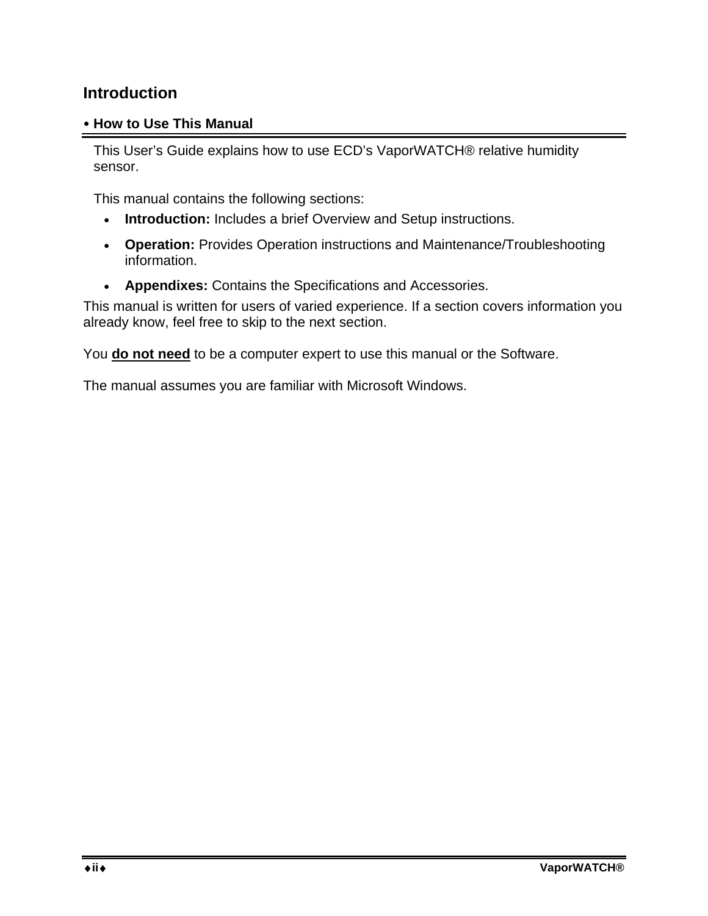# Introduction

## • How to Use This Manual

This User's Guide explains how to use ECD's VaporWATCH® relative humidity sensor.

This manual contains the following sections:

- **Introduction:** Includes a brief Overview and Setup instructions.
- **Operation:** Provides Operation instructions and Maintenance/Troubleshooting information.
- **Appendixes:** Contains the Specifications and Accessories.

This manual is written for users of varied experience. If a section covers information you already know, feel free to skip to the next section.

You **<u>do not need</u>** to be a computer expert to use this manual or the Software.

The manual assumes you are familiar with Microsoft Windows.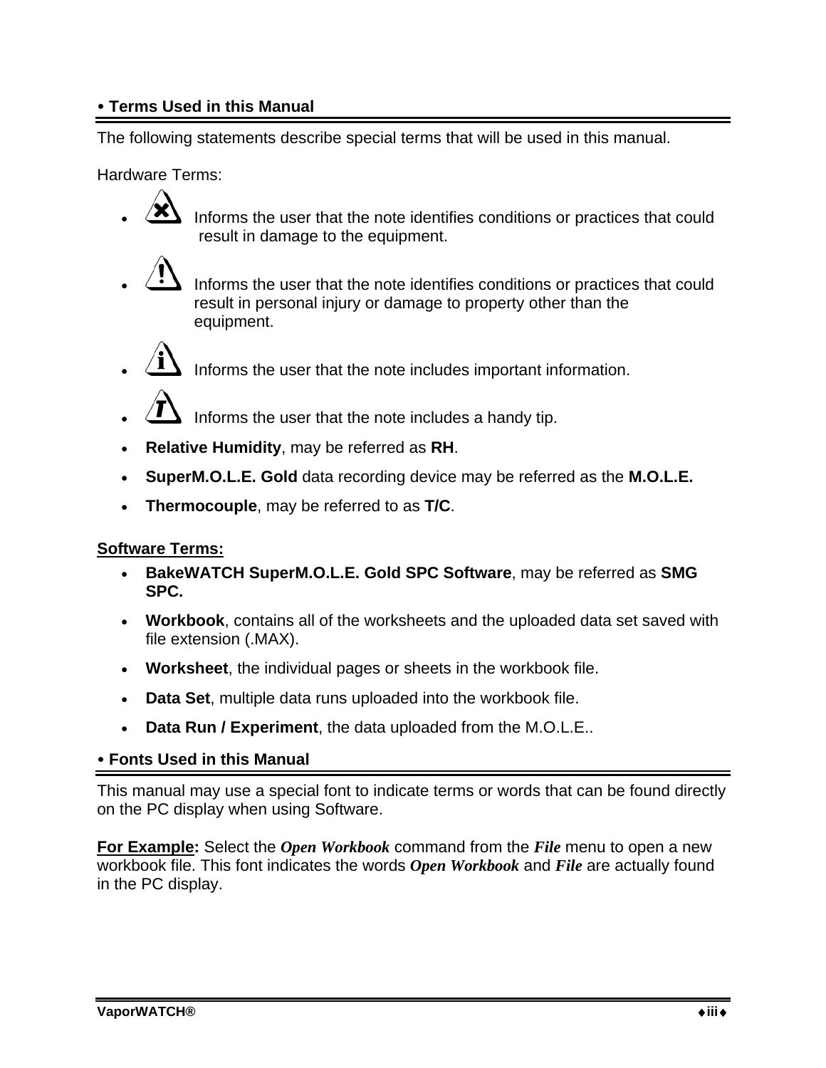## • Terms Used in this Manual

The following statements describe special terms that will be used in this manual.

Hardware Terms:

- Informs the user that the note identifies conditions or practices that could result in damage to the equipment.
- Informs the user that the note identifies conditions or practices that could result in personal injury or damage to property other than the equipment.
- Informs the user that the note includes important information.
- Informs the user that the note includes a handy tip.
- **Relative Humidity**, may be referred as **RH**.
- **SuperM.O.L.E. Gold** data recording device may be referred as the **M.O.L.E.**
- **Thermocouple**, may be referred to as **T/C**.

**Software Terms:**

- **BakeWATCH SuperM.O.L.E. Gold SPC Software**, may be referred as **SMG SPC.**
- **Workbook**, contains all of the worksheets and the uploaded data set saved with file extension (.MAX).
- **Worksheet**, the individual pages or sheets in the workbook file.
- **Data Set**, multiple data runs uploaded into the workbook file.
- **Data Run / Experiment**, the data uploaded from the M.O.L.E..

## • Fonts Used in this Manual

This manual may use a special font to indicate terms or words that can be found directly on the PC display when using Software.

**For Example:** Select the ***Open Workbook*** command from the ***File*** menu to open a new workbook file. This font indicates the words ***Open Workbook*** and ***File*** are actually found in the PC display.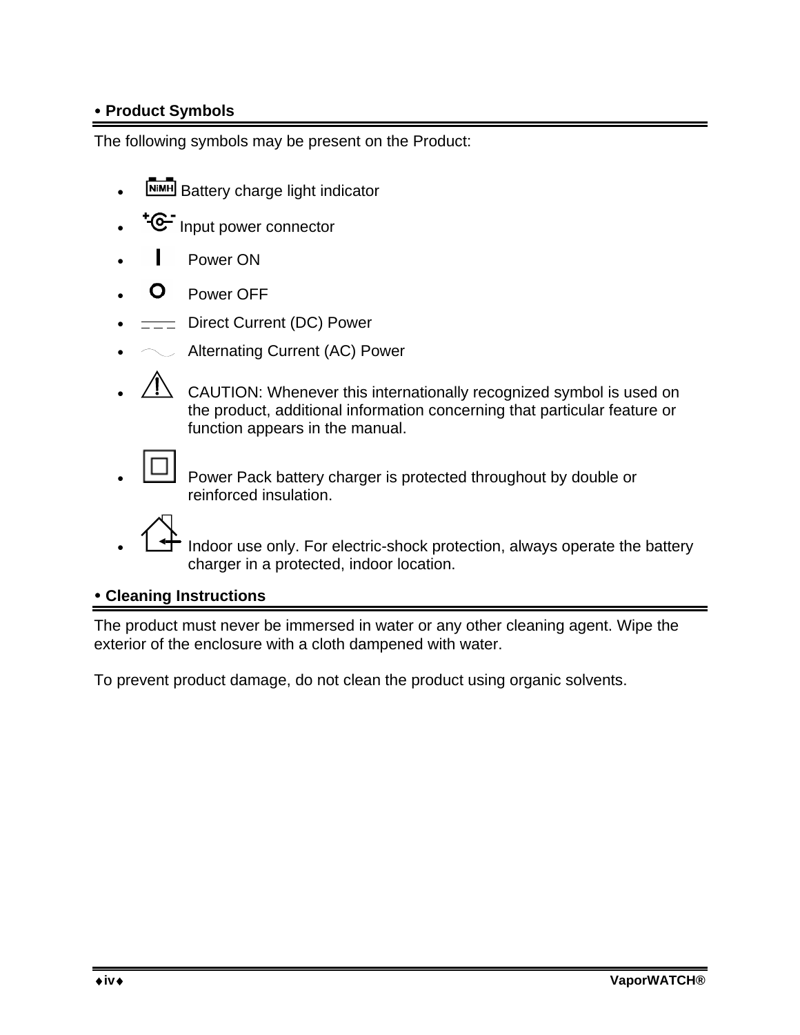## • Product Symbols

The following symbols may be present on the Product:

- Battery charge light indicator
- Input power connector
- Power ON
- Power OFF
- Direct Current (DC) Power
- Alternating Current (AC) Power
- CAUTION: Whenever this internationally recognized symbol is used on the product, additional information concerning that particular feature or function appears in the manual.
- Power Pack battery charger is protected throughout by double or reinforced insulation.
- Indoor use only. For electric-shock protection, always operate the battery charger in a protected, indoor location.

## • Cleaning Instructions

The product must never be immersed in water or any other cleaning agent. Wipe the exterior of the enclosure with a cloth dampened with water.

To prevent product damage, do not clean the product using organic solvents.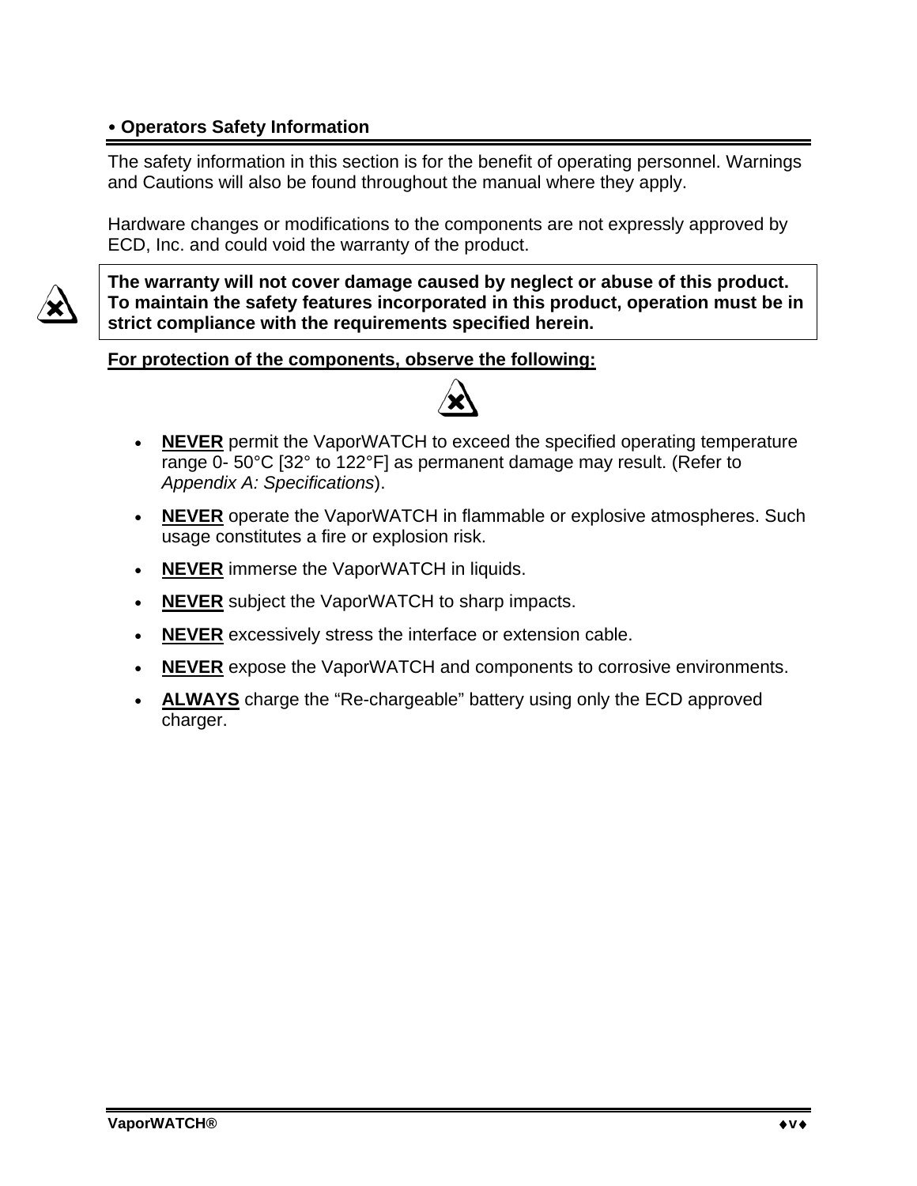## • Operators Safety Information

The safety information in this section is for the benefit of operating personnel. Warnings and Cautions will also be found throughout the manual where they apply.

Hardware changes or modifications to the components are not expressly approved by ECD, Inc. and could void the warranty of the product.

**The warranty will not cover damage caused by neglect or abuse of this product. To maintain the safety features incorporated in this product, operation must be in strict compliance with the requirements specified herein.**

**For protection of the components, observe the following:**

- **NEVER** permit the VaporWATCH to exceed the specified operating temperature range 0- 50°C [32° to 122°F] as permanent damage may result. (Refer to *Appendix A: Specifications*).
- **NEVER** operate the VaporWATCH in flammable or explosive atmospheres. Such usage constitutes a fire or explosion risk.
- **NEVER** immerse the VaporWATCH in liquids.
- **NEVER** subject the VaporWATCH to sharp impacts.
- **NEVER** excessively stress the interface or extension cable.
- **NEVER** expose the VaporWATCH and components to corrosive environments.
- **ALWAYS** charge the "Re-chargeable" battery using only the ECD approved charger.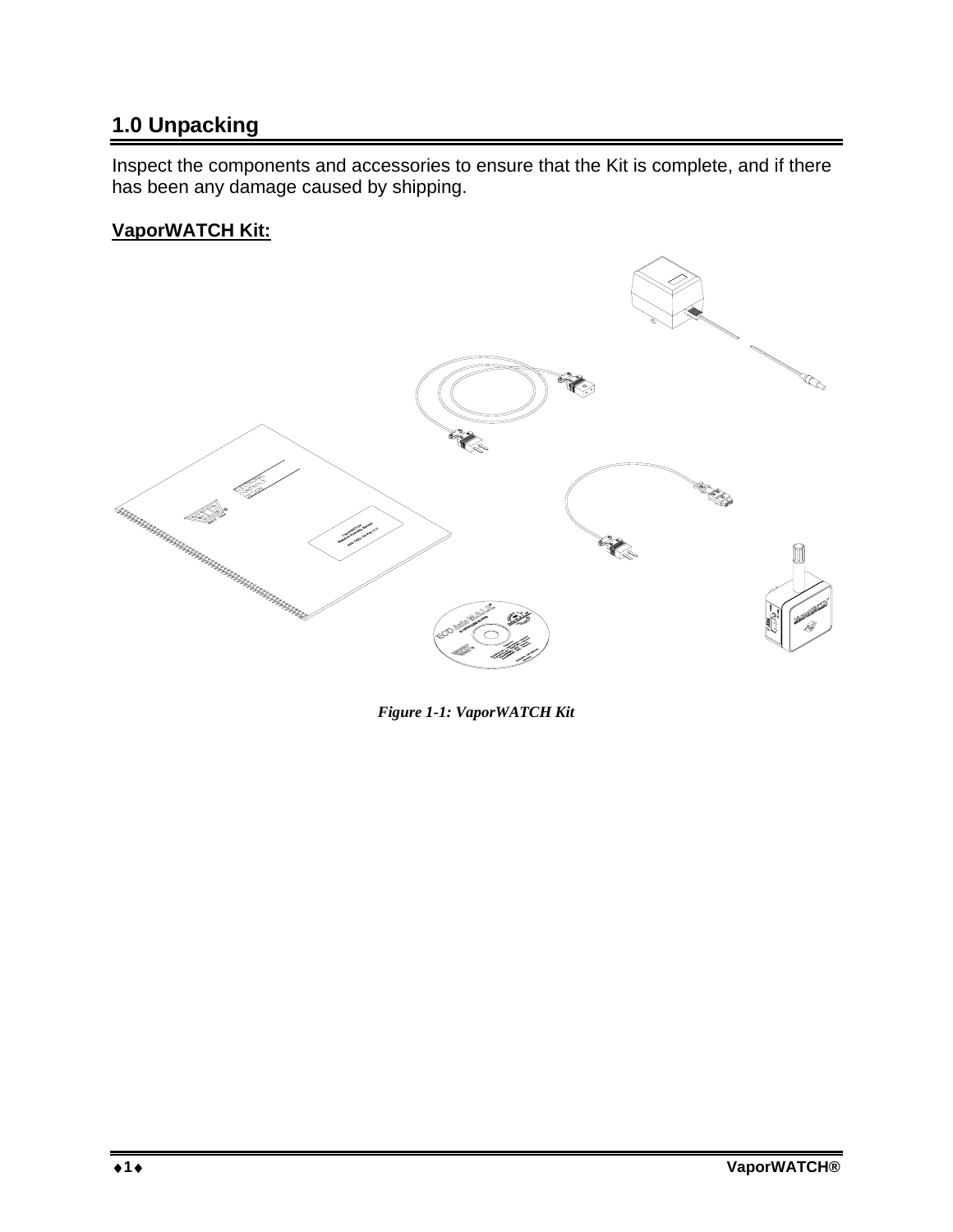## 1.0 Unpacking

Inspect the components and accessories to ensure that the Kit is complete, and if there has been any damage caused by shipping.

**VaporWATCH Kit:**

*Figure 1-1: VaporWATCH Kit*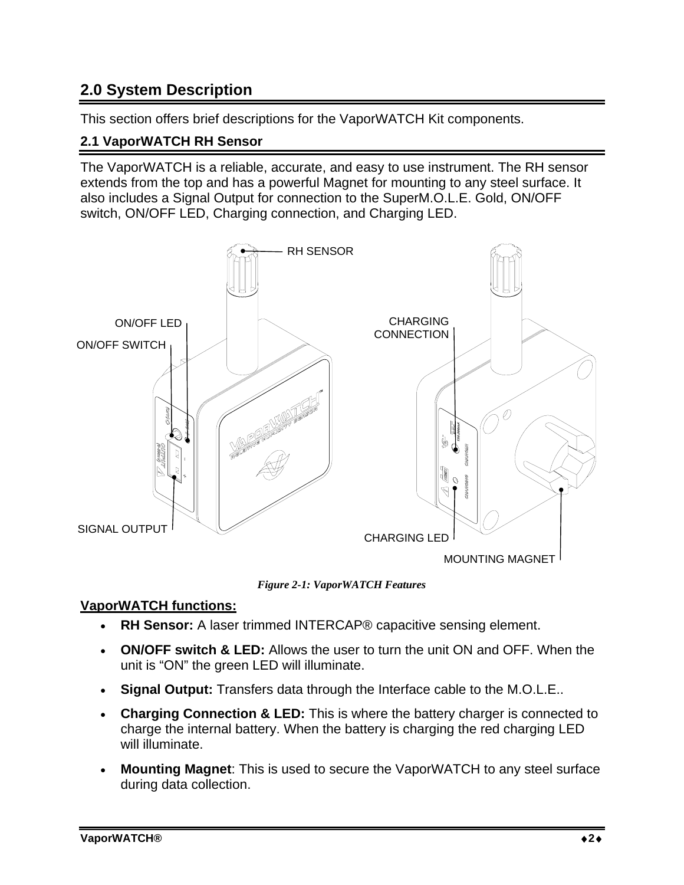## 2.0 System Description

This section offers brief descriptions for the VaporWATCH Kit components.

### 2.1 VaporWATCH RH Sensor

The VaporWATCH is a reliable, accurate, and easy to use instrument. The RH sensor extends from the top and has a powerful Magnet for mounting to any steel surface. It also includes a Signal Output for connection to the SuperM.O.L.E. Gold, ON/OFF switch, ON/OFF LED, Charging connection, and Charging LED.

*Figure 2-1: VaporWATCH Features*

**VaporWATCH functions:**

- **RH Sensor:** A laser trimmed INTERCAP® capacitive sensing element.
- **ON/OFF switch & LED:** Allows the user to turn the unit ON and OFF. When the unit is "ON" the green LED will illuminate.
- **Signal Output:** Transfers data through the Interface cable to the M.O.L.E..
- **Charging Connection & LED:** This is where the battery charger is connected to charge the internal battery. When the battery is charging the red charging LED will illuminate.
- **Mounting Magnet**: This is used to secure the VaporWATCH to any steel surface during data collection.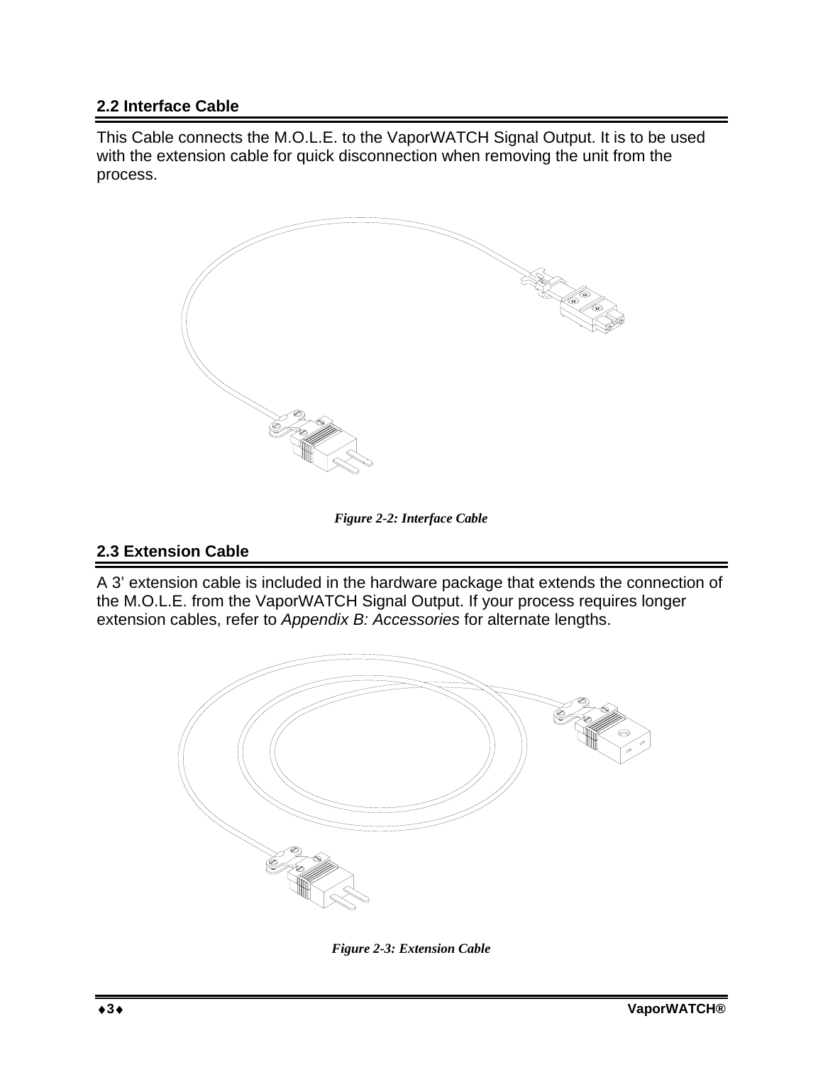## 2.2 Interface Cable

This Cable connects the M.O.L.E. to the VaporWATCH Signal Output. It is to be used with the extension cable for quick disconnection when removing the unit from the process.

*Figure 2-2: Interface Cable*

## 2.3 Extension Cable

A 3' extension cable is included in the hardware package that extends the connection of the M.O.L.E. from the VaporWATCH Signal Output. If your process requires longer extension cables, refer to *Appendix B: Accessories* for alternate lengths.

*Figure 2-3: Extension Cable*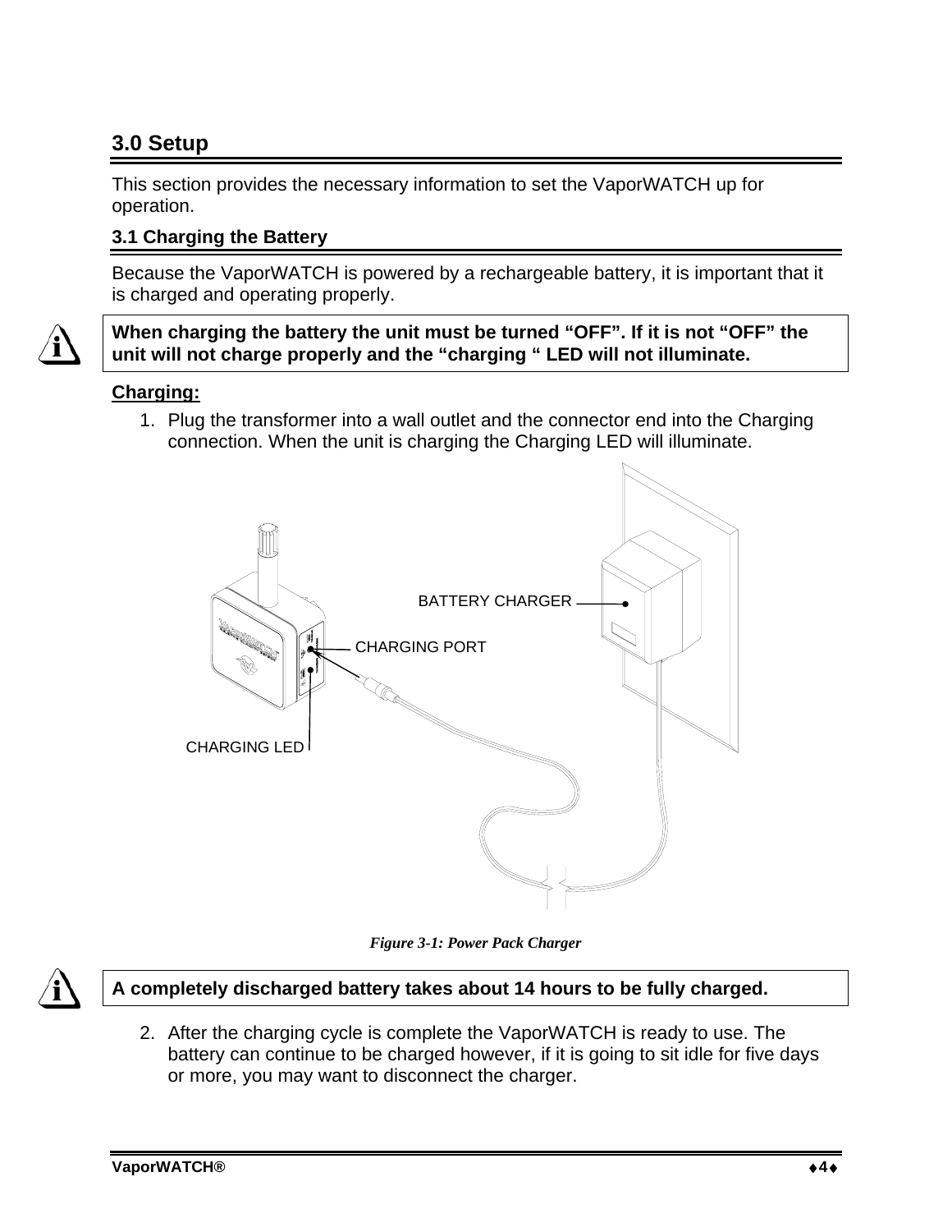## 3.0 Setup

This section provides the necessary information to set the VaporWATCH up for operation.

### 3.1 Charging the Battery

Because the VaporWATCH is powered by a rechargeable battery, it is important that it is charged and operating properly.

**When charging the battery the unit must be turned "OFF". If it is not "OFF" the unit will not charge properly and the "charging " LED will not illuminate.**

**Charging:**

1. Plug the transformer into a wall outlet and the connector end into the Charging connection. When the unit is charging the Charging LED will illuminate.

BATTERY CHARGER

CHARGING PORT

CHARGING LED

*Figure 3-1: Power Pack Charger*

**A completely discharged battery takes about 14 hours to be fully charged.**

2. After the charging cycle is complete the VaporWATCH is ready to use. The battery can continue to be charged however, if it is going to sit idle for five days or more, you may want to disconnect the charger.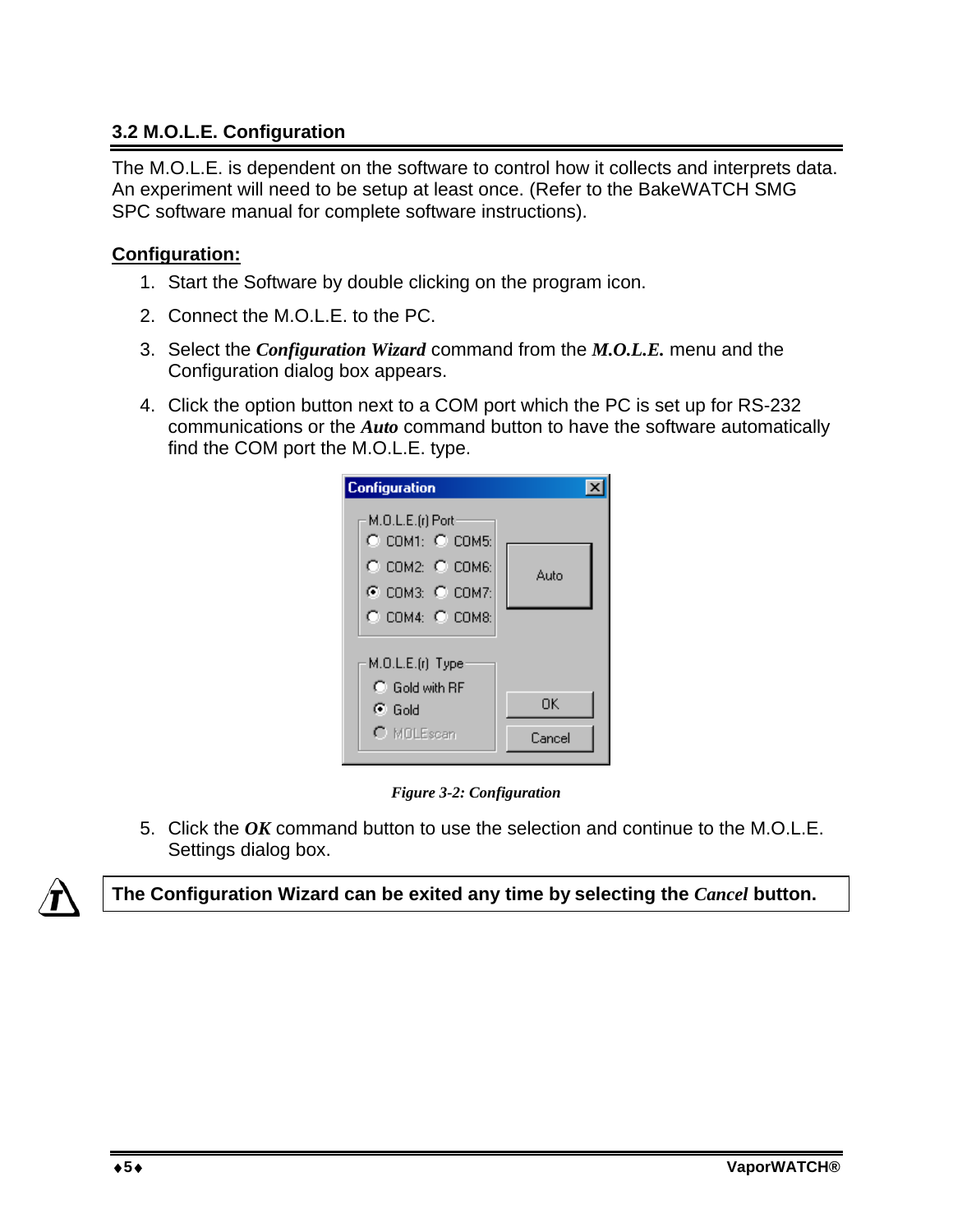### 3.2 M.O.L.E. Configuration

The M.O.L.E. is dependent on the software to control how it collects and interprets data. An experiment will need to be setup at least once. (Refer to the BakeWATCH SMG SPC software manual for complete software instructions).

**Configuration:**

1. Start the Software by double clicking on the program icon.
2. Connect the M.O.L.E. to the PC.
3. Select the ***Configuration Wizard*** command from the ***M.O.L.E.*** menu and the Configuration dialog box appears.
4. Click the option button next to a COM port which the PC is set up for RS-232 communications or the ***Auto*** command button to have the software automatically find the COM port the M.O.L.E. type.

*Figure 3-2: Configuration*

5. Click the ***OK*** command button to use the selection and continue to the M.O.L.E. Settings dialog box.

**The Configuration Wizard can be exited any time by selecting the *Cancel* button.**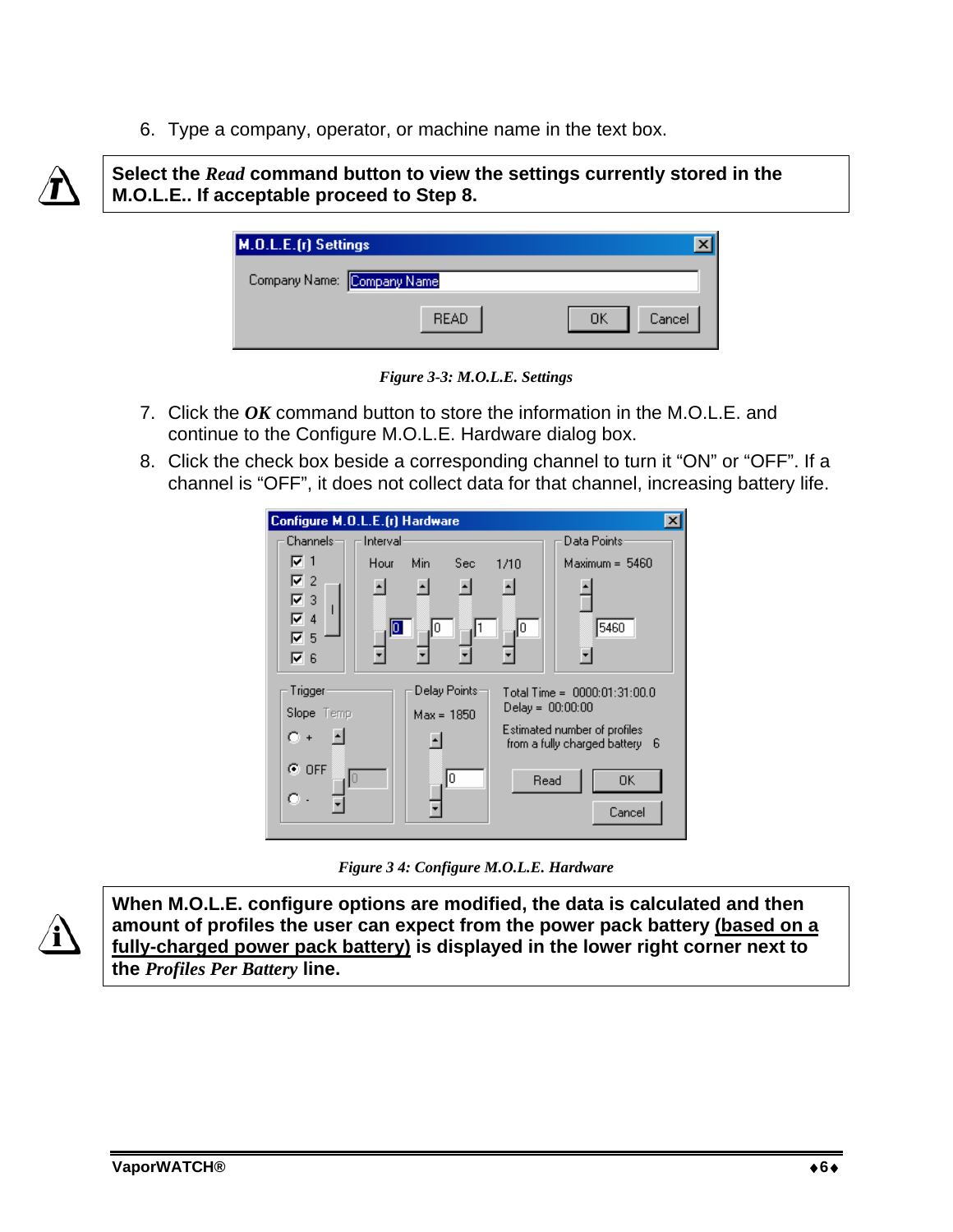6. Type a company, operator, or machine name in the text box.

**Select the *Read* command button to view the settings currently stored in the M.O.L.E.. If acceptable proceed to Step 8.**

*Figure 3-3: M.O.L.E. Settings*

7. Click the ***OK*** command button to store the information in the M.O.L.E. and continue to the Configure M.O.L.E. Hardware dialog box.
8. Click the check box beside a corresponding channel to turn it “ON” or “OFF”. If a channel is “OFF”, it does not collect data for that channel, increasing battery life.

*Figure 3 4: Configure M.O.L.E. Hardware*

**When M.O.L.E. configure options are modified, the data is calculated and then amount of profiles the user can expect from the power pack battery <u>(based on a fully-charged power pack battery)</u> is displayed in the lower right corner next to the *Profiles Per Battery* line.**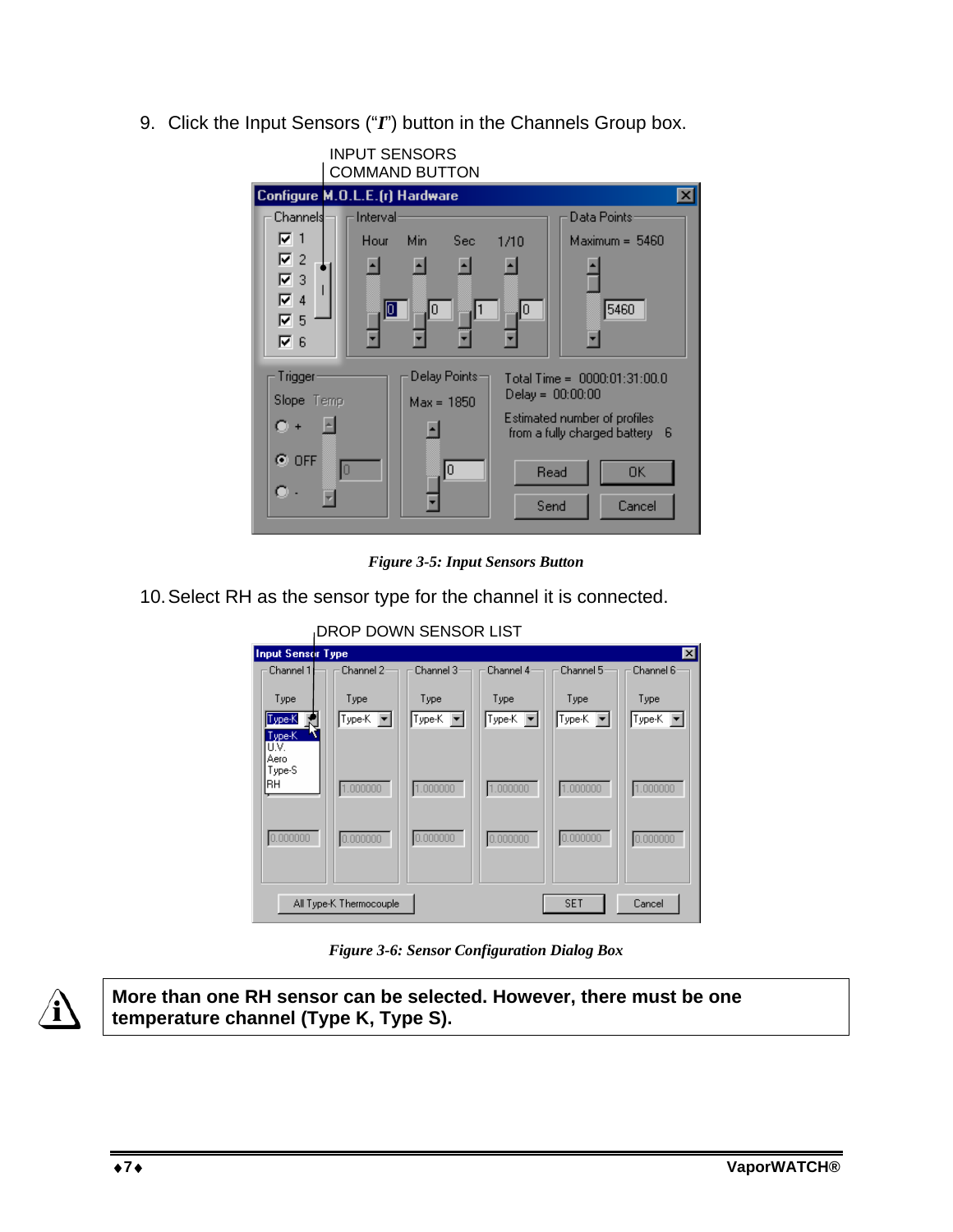9. Click the Input Sensors ("*I*") button in the Channels Group box.

*Figure 3-5: Input Sensors Button*

10. Select RH as the sensor type for the channel it is connected.

*Figure 3-6: Sensor Configuration Dialog Box*

**More than one RH sensor can be selected. However, there must be one temperature channel (Type K, Type S).**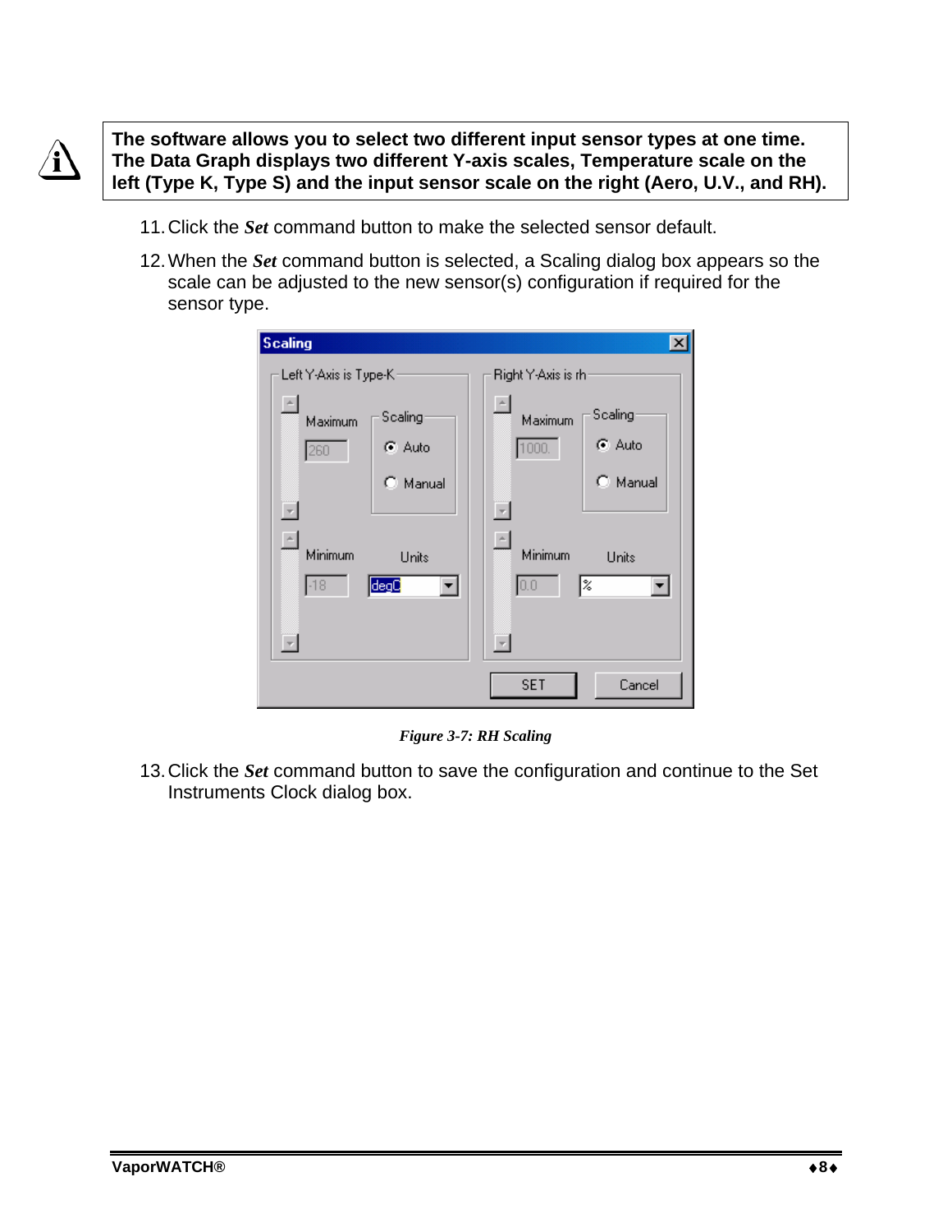**The software allows you to select two different input sensor types at one time. The Data Graph displays two different Y-axis scales, Temperature scale on the left (Type K, Type S) and the input sensor scale on the right (Aero, U.V., and RH).**

11. Click the ***Set*** command button to make the selected sensor default.

12. When the ***Set*** command button is selected, a Scaling dialog box appears so the scale can be adjusted to the new sensor(s) configuration if required for the sensor type.

*Figure 3-7: RH Scaling*

13. Click the ***Set*** command button to save the configuration and continue to the Set Instruments Clock dialog box.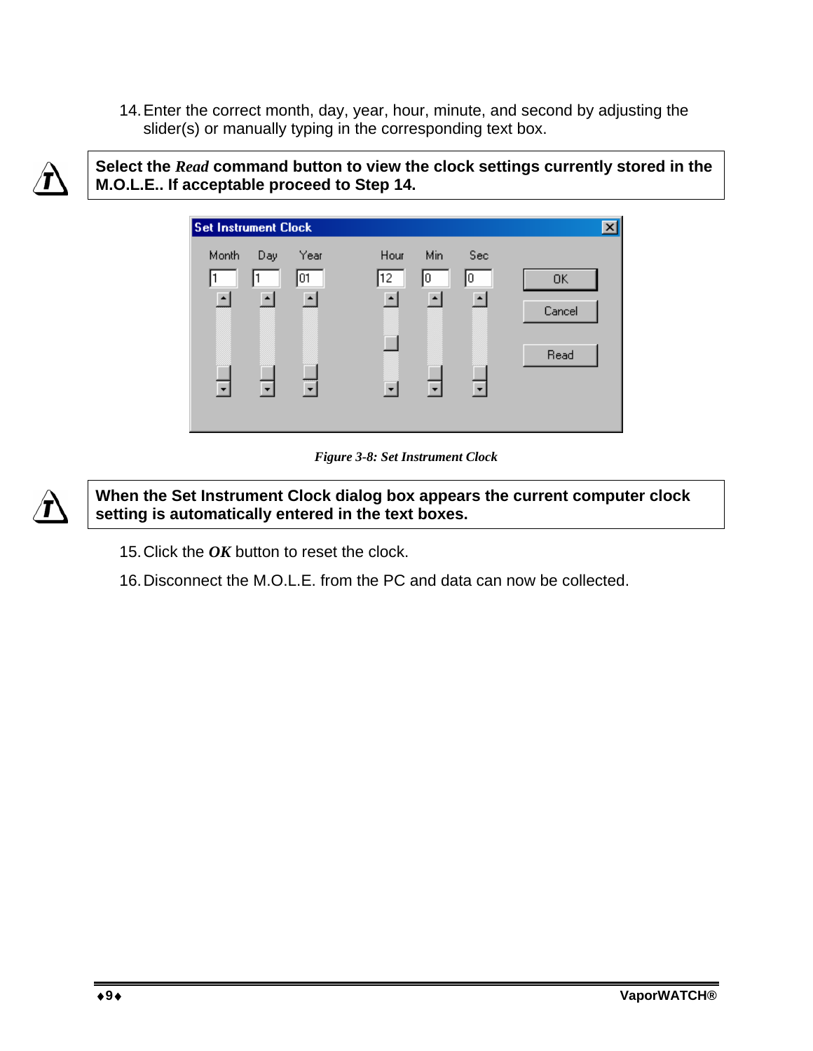14. Enter the correct month, day, year, hour, minute, and second by adjusting the slider(s) or manually typing in the corresponding text box.

> **Select the *Read* command button to view the clock settings currently stored in the M.O.L.E.. If acceptable proceed to Step 14.**

*Figure 3-8: Set Instrument Clock*

> **When the Set Instrument Clock dialog box appears the current computer clock setting is automatically entered in the text boxes.**

15. Click the ***OK*** button to reset the clock.
16. Disconnect the M.O.L.E. from the PC and data can now be collected.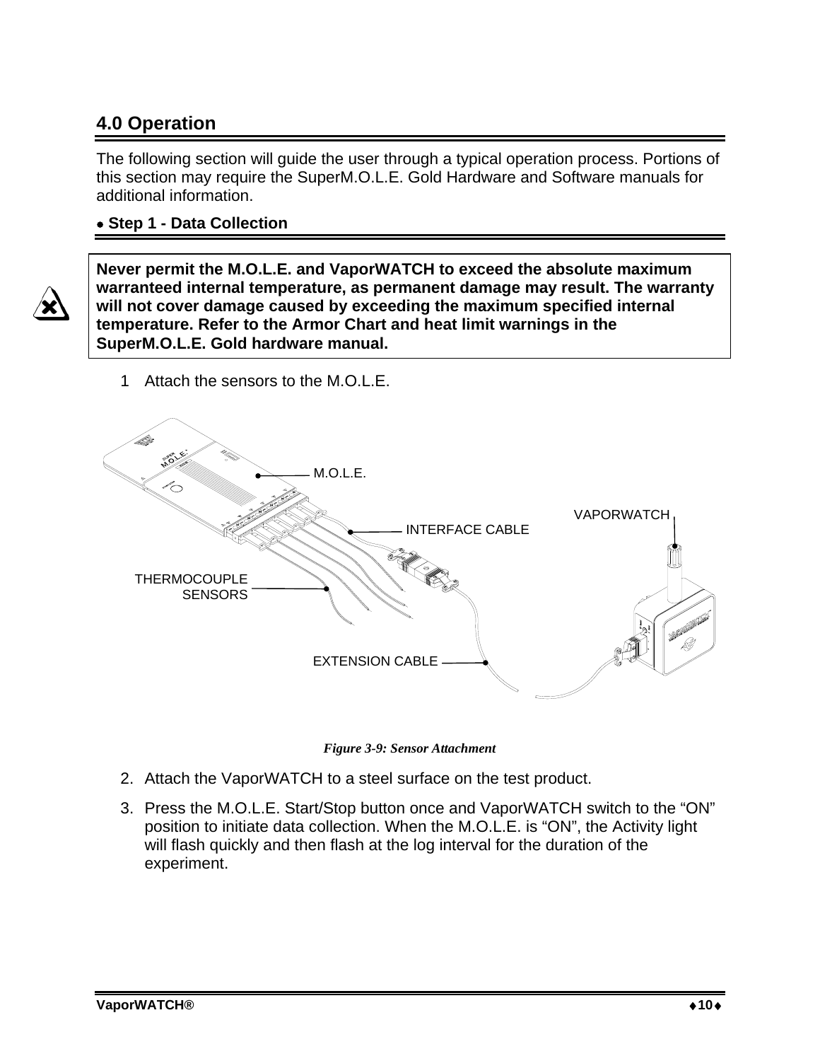## 4.0 Operation

The following section will guide the user through a typical operation process. Portions of this section may require the SuperM.O.L.E. Gold Hardware and Software manuals for additional information.

### • Step 1 - Data Collection

**Never permit the M.O.L.E. and VaporWATCH to exceed the absolute maximum warranteed internal temperature, as permanent damage may result. The warranty will not cover damage caused by exceeding the maximum specified internal temperature. Refer to the Armor Chart and heat limit warnings in the SuperM.O.L.E. Gold hardware manual.**

1 Attach the sensors to the M.O.L.E.

M.O.L.E.

VAPORWATCH

INTERFACE CABLE

THERMOCOUPLE SENSORS

EXTENSION CABLE

*Figure 3-9: Sensor Attachment*

2. Attach the VaporWATCH to a steel surface on the test product.
3. Press the M.O.L.E. Start/Stop button once and VaporWATCH switch to the "ON" position to initiate data collection. When the M.O.L.E. is "ON", the Activity light will flash quickly and then flash at the log interval for the duration of the experiment.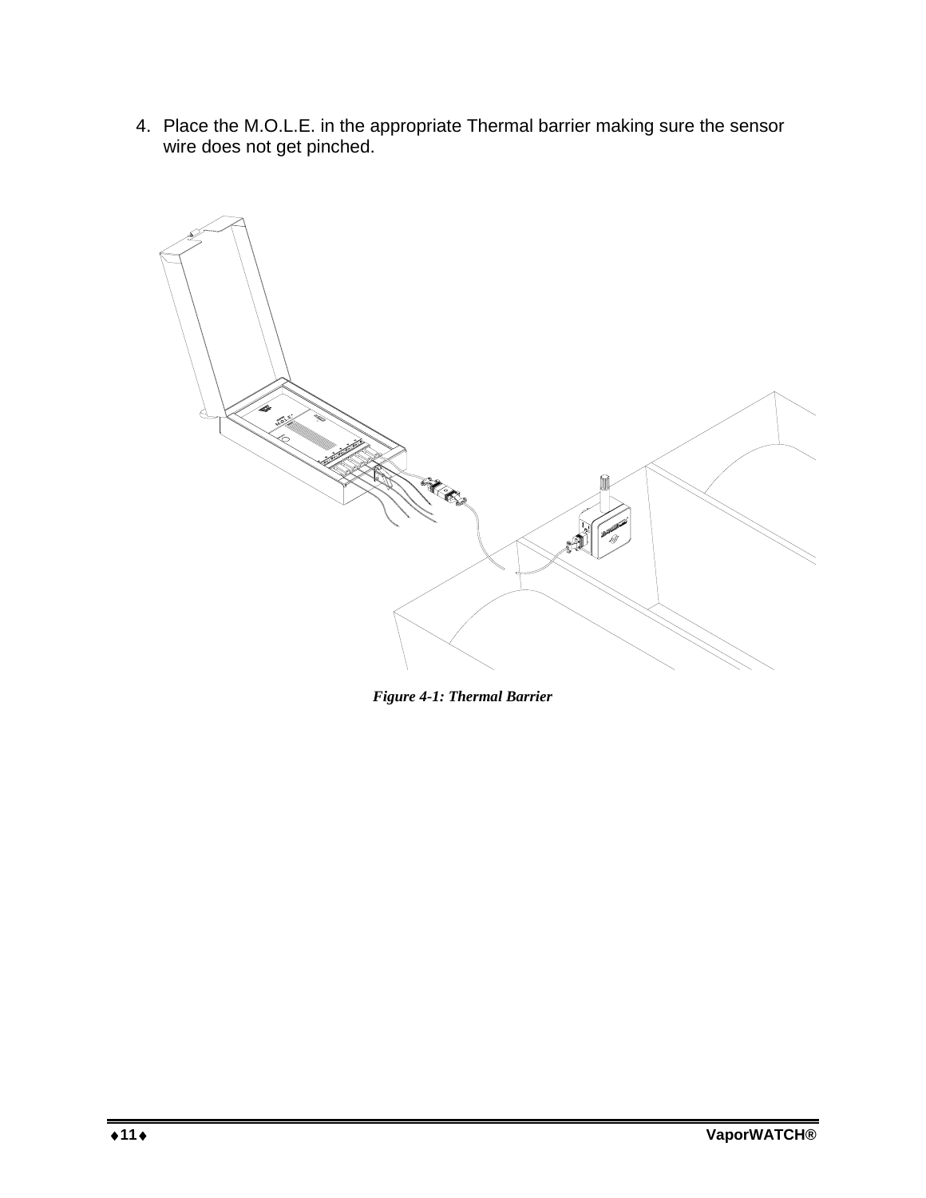4. Place the M.O.L.E. in the appropriate Thermal barrier making sure the sensor wire does not get pinched.

*Figure 4-1: Thermal Barrier*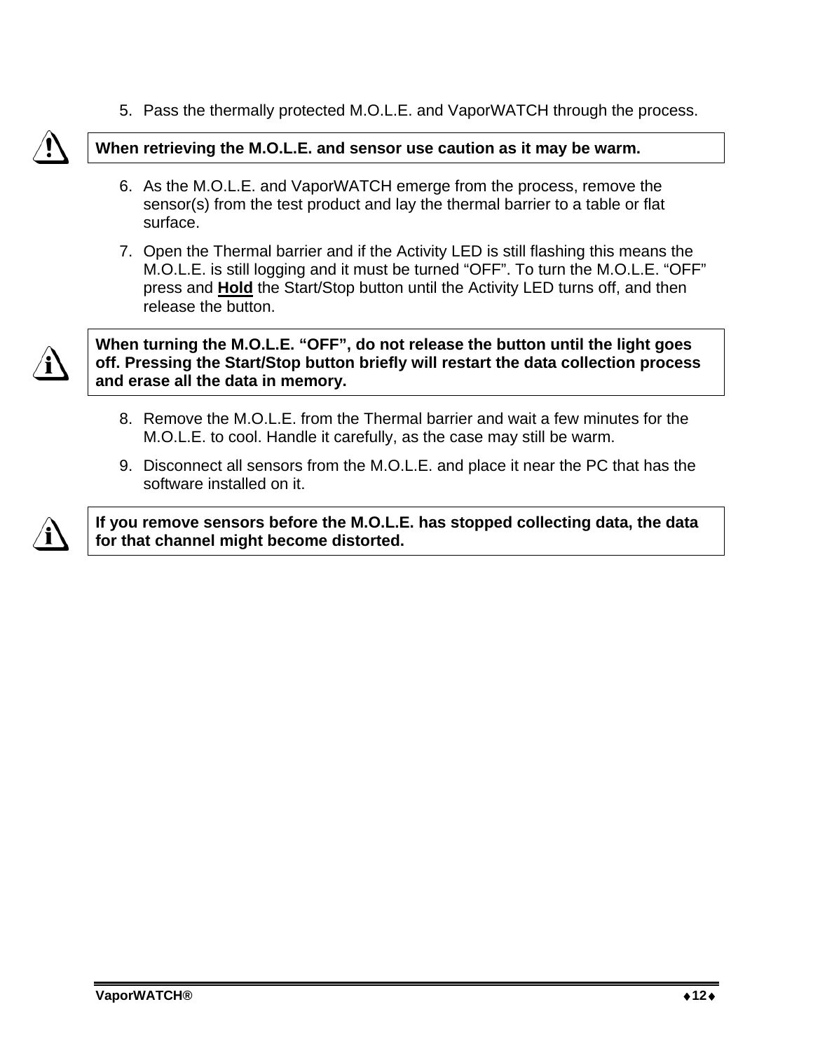5. Pass the thermally protected M.O.L.E. and VaporWATCH through the process.

> **When retrieving the M.O.L.E. and sensor use caution as it may be warm.**

6. As the M.O.L.E. and VaporWATCH emerge from the process, remove the sensor(s) from the test product and lay the thermal barrier to a table or flat surface.
7. Open the Thermal barrier and if the Activity LED is still flashing this means the M.O.L.E. is still logging and it must be turned "OFF". To turn the M.O.L.E. "OFF" press and **Hold** the Start/Stop button until the Activity LED turns off, and then release the button.

> **When turning the M.O.L.E. "OFF", do not release the button until the light goes off. Pressing the Start/Stop button briefly will restart the data collection process and erase all the data in memory.**

8. Remove the M.O.L.E. from the Thermal barrier and wait a few minutes for the M.O.L.E. to cool. Handle it carefully, as the case may still be warm.
9. Disconnect all sensors from the M.O.L.E. and place it near the PC that has the software installed on it.

> **If you remove sensors before the M.O.L.E. has stopped collecting data, the data for that channel might become distorted.**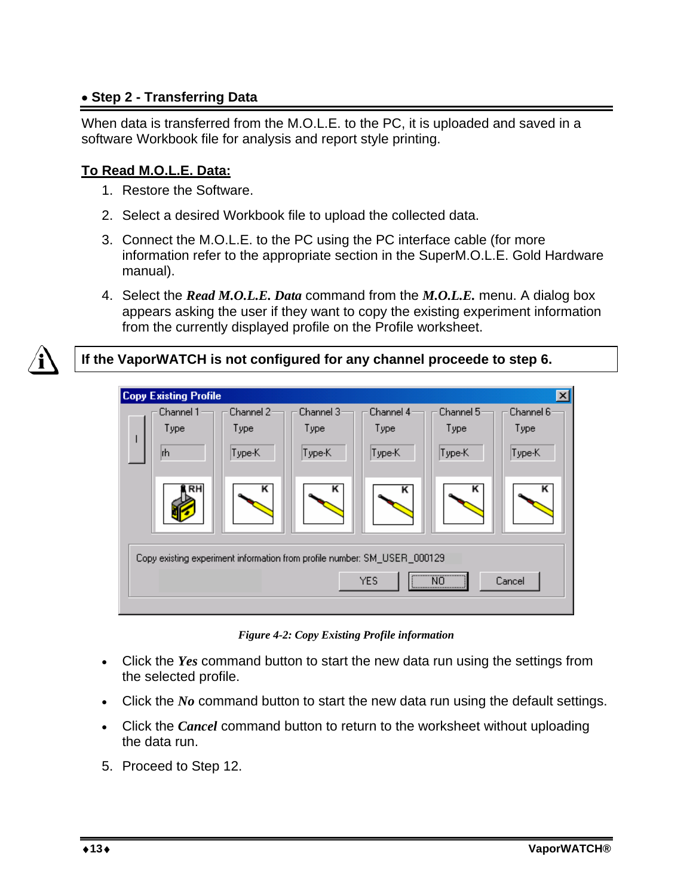## • Step 2 - Transferring Data

When data is transferred from the M.O.L.E. to the PC, it is uploaded and saved in a software Workbook file for analysis and report style printing.

**To Read M.O.L.E. Data:**

1. Restore the Software.
2. Select a desired Workbook file to upload the collected data.
3. Connect the M.O.L.E. to the PC using the PC interface cable (for more information refer to the appropriate section in the SuperM.O.L.E. Gold Hardware manual).
4. Select the ***Read M.O.L.E. Data*** command from the ***M.O.L.E.*** menu. A dialog box appears asking the user if they want to copy the existing experiment information from the currently displayed profile on the Profile worksheet.

**If the VaporWATCH is not configured for any channel proceede to step 6.**

*Figure 4-2: Copy Existing Profile information*

- Click the ***Yes*** command button to start the new data run using the settings from the selected profile.
- Click the ***No*** command button to start the new data run using the default settings.
- Click the ***Cancel*** command button to return to the worksheet without uploading the data run.

5. Proceed to Step 12.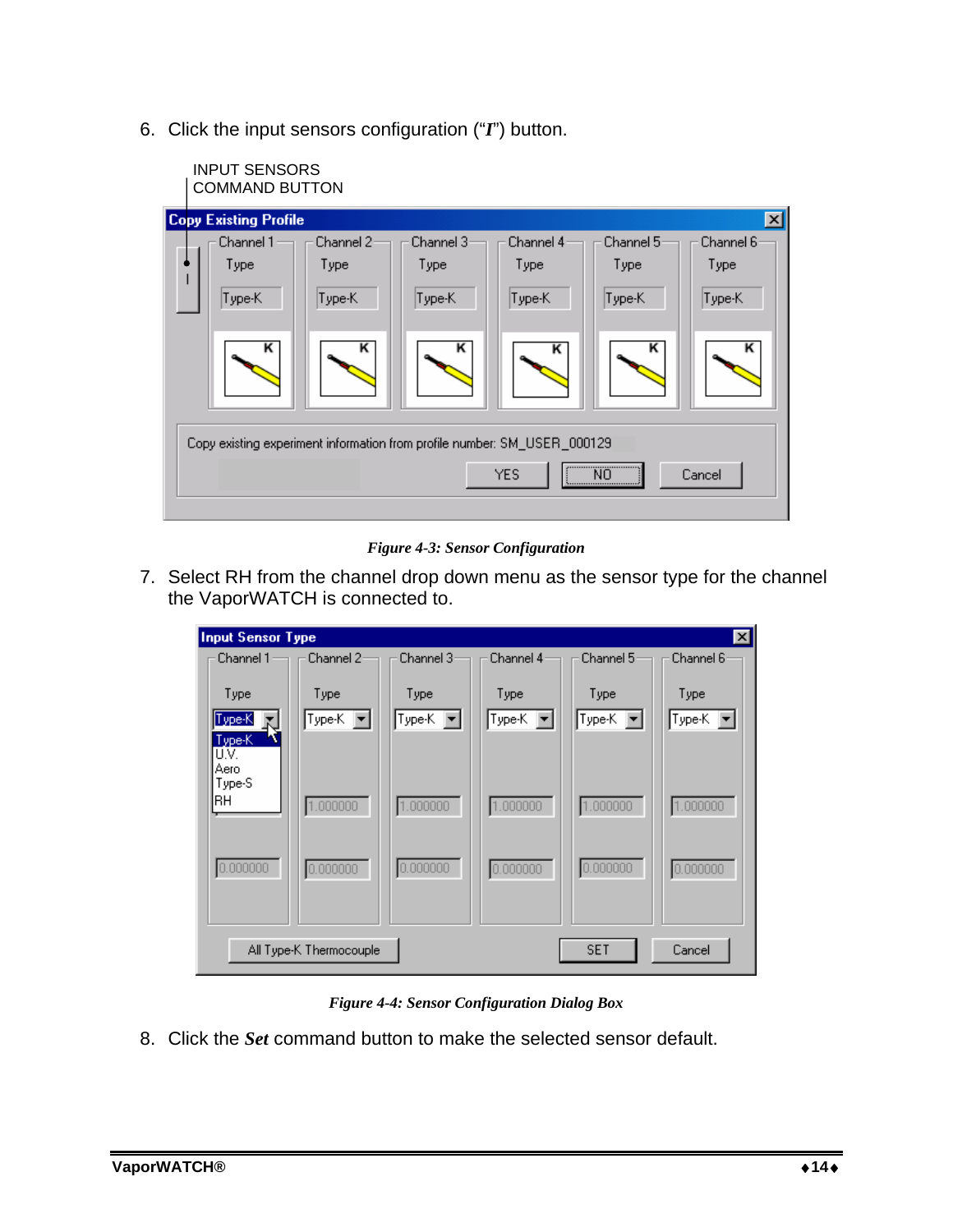6. Click the input sensors configuration (“*I*”) button.

INPUT SENSORS COMMAND BUTTON

*Figure 4-3: Sensor Configuration*

7. Select RH from the channel drop down menu as the sensor type for the channel the VaporWATCH is connected to.

*Figure 4-4: Sensor Configuration Dialog Box*

8. Click the ***Set*** command button to make the selected sensor default.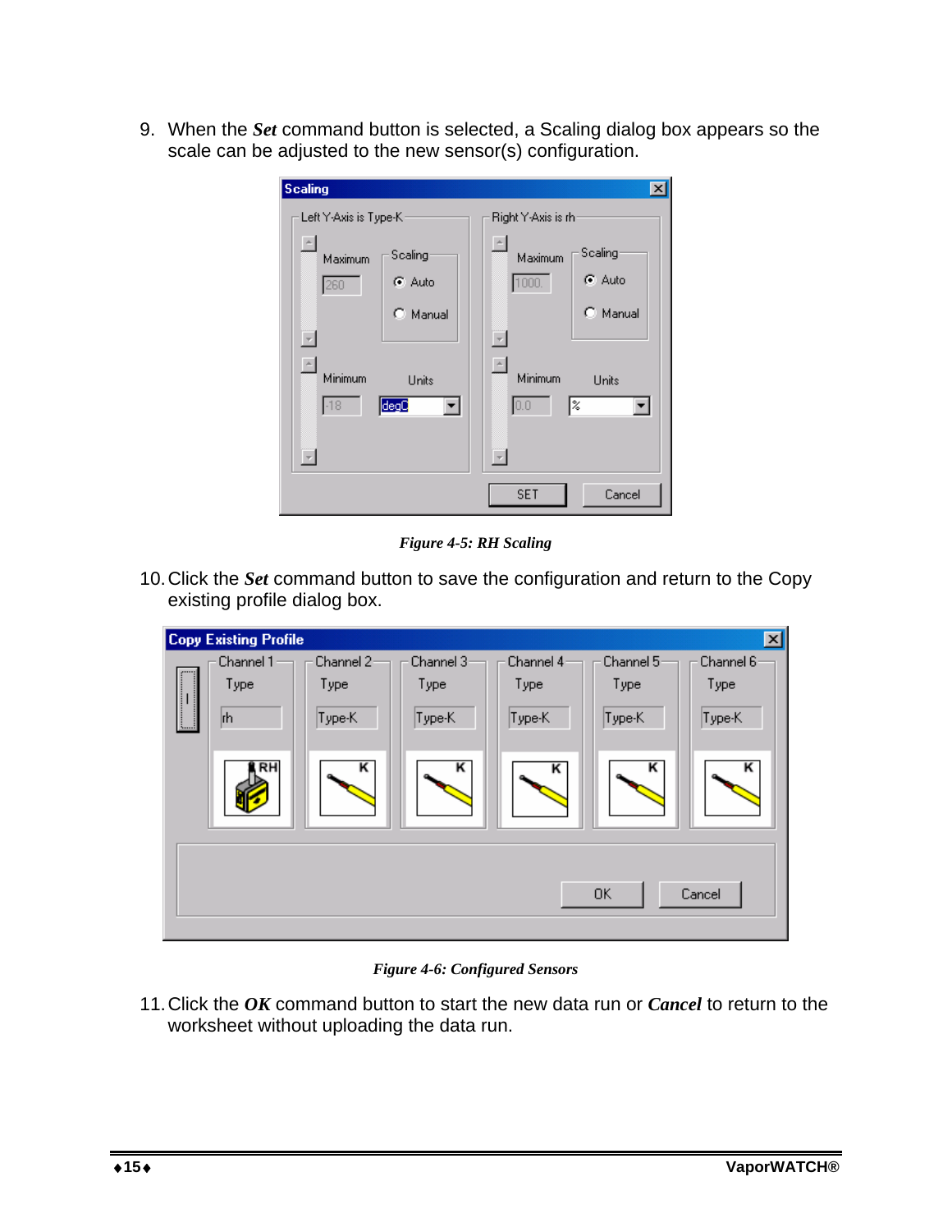9. When the ***Set*** command button is selected, a Scaling dialog box appears so the scale can be adjusted to the new sensor(s) configuration.

*Figure 4-5: RH Scaling*

10. Click the ***Set*** command button to save the configuration and return to the Copy existing profile dialog box.

*Figure 4-6: Configured Sensors*

11. Click the ***OK*** command button to start the new data run or ***Cancel*** to return to the worksheet without uploading the data run.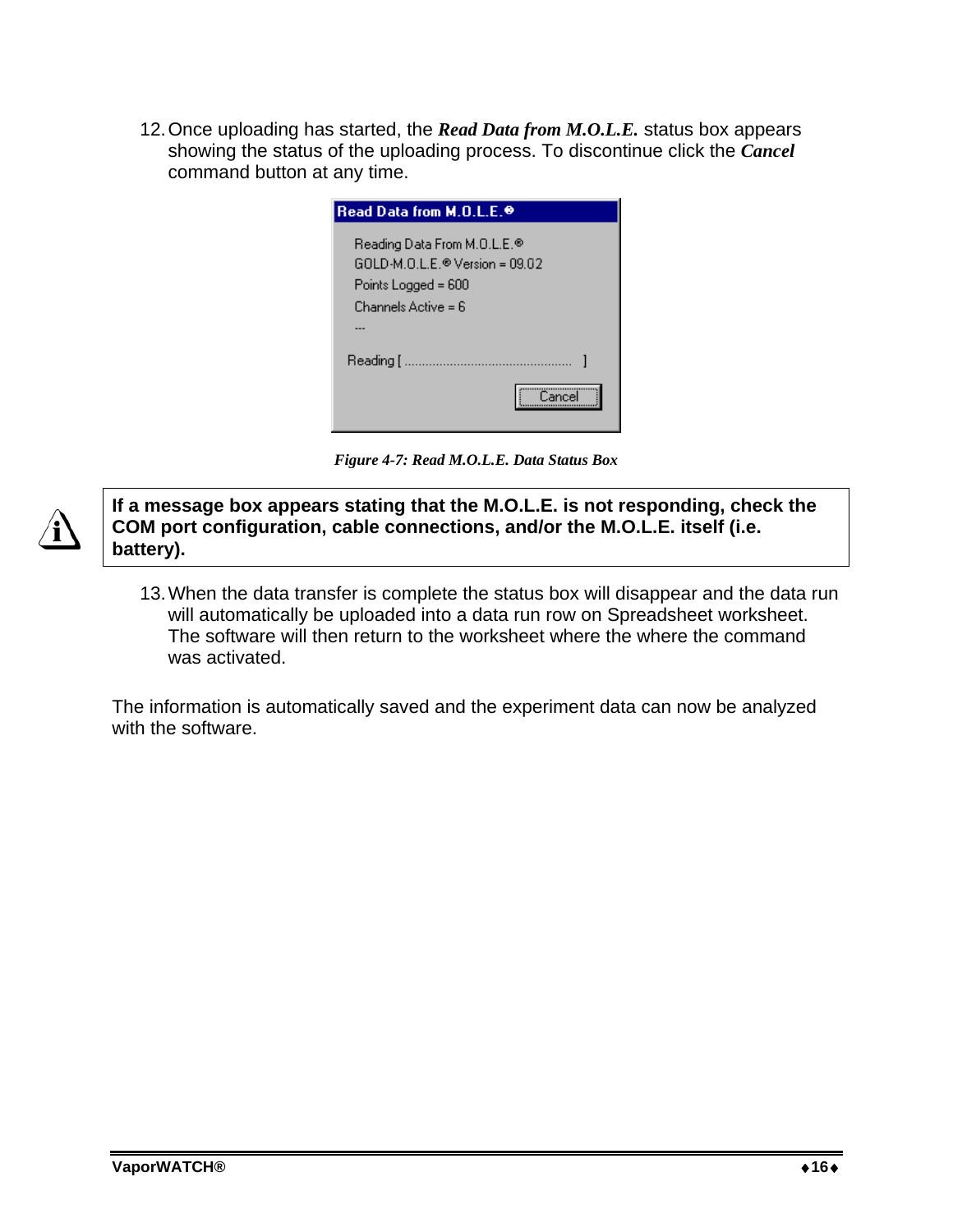12. Once uploading has started, the ***Read Data from M.O.L.E.*** status box appears showing the status of the uploading process. To discontinue click the ***Cancel*** command button at any time.

Read Data from M.O.L.E.®

Reading Data From M.O.L.E.®
GOLD-M.O.L.E.® Version = 09.02
Points Logged = 600
Channels Active = 6
...

Reading [ ............................................... ]

Cancel

*Figure 4-7: Read M.O.L.E. Data Status Box*

**If a message box appears stating that the M.O.L.E. is not responding, check the COM port configuration, cable connections, and/or the M.O.L.E. itself (i.e. battery).**

13. When the data transfer is complete the status box will disappear and the data run will automatically be uploaded into a data run row on Spreadsheet worksheet. The software will then return to the worksheet where the where the command was activated.

The information is automatically saved and the experiment data can now be analyzed with the software.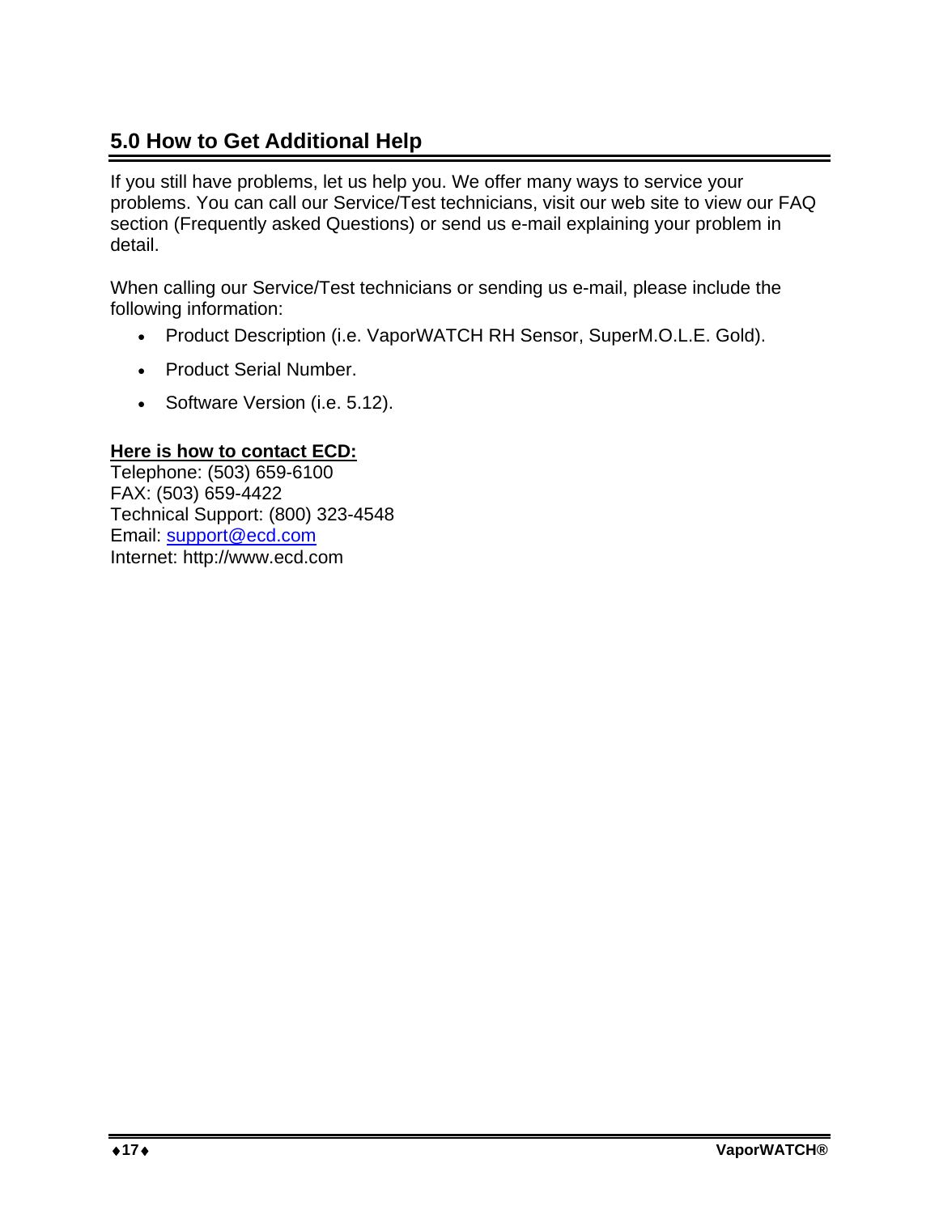## 5.0 How to Get Additional Help

If you still have problems, let us help you. We offer many ways to service your problems. You can call our Service/Test technicians, visit our web site to view our FAQ section (Frequently asked Questions) or send us e-mail explaining your problem in detail.

When calling our Service/Test technicians or sending us e-mail, please include the following information:

- Product Description (i.e. VaporWATCH RH Sensor, SuperM.O.L.E. Gold).
- Product Serial Number.
- Software Version (i.e. 5.12).

**Here is how to contact ECD:**
Telephone: (503) 659-6100
FAX: (503) 659-4422
Technical Support: (800) 323-4548
Email: support@ecd.com
Internet: http://www.ecd.com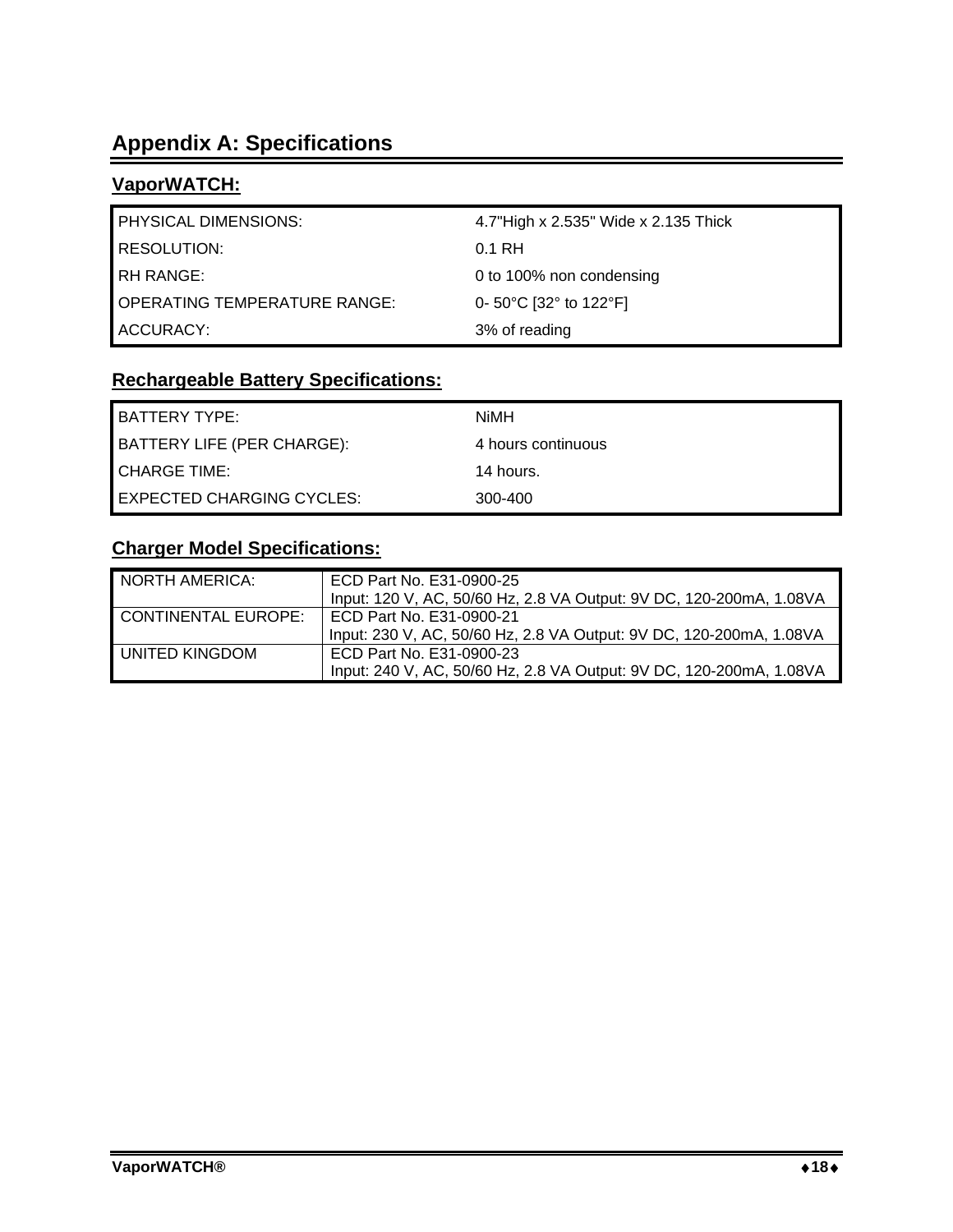# Appendix A: Specifications

## VaporWATCH:

| | |
|---|---|
| PHYSICAL DIMENSIONS: | 4.7"High x 2.535" Wide x 2.135 Thick |
| RESOLUTION: | 0.1 RH |
| RH RANGE: | 0 to 100% non condensing |
| OPERATING TEMPERATURE RANGE: | 0- 50°C [32° to 122°F] |
| ACCURACY: | 3% of reading |

## Rechargeable Battery Specifications:

| | |
|---|---|
| BATTERY TYPE: | NiMH |
| BATTERY LIFE (PER CHARGE): | 4 hours continuous |
| CHARGE TIME: | 14 hours. |
| EXPECTED CHARGING CYCLES: | 300-400 |

## Charger Model Specifications:

| | |
|---|---|
| NORTH AMERICA: | ECD Part No. E31-0900-25<br>Input: 120 V, AC, 50/60 Hz, 2.8 VA Output: 9V DC, 120-200mA, 1.08VA |
| CONTINENTAL EUROPE: | ECD Part No. E31-0900-21<br>Input: 230 V, AC, 50/60 Hz, 2.8 VA Output: 9V DC, 120-200mA, 1.08VA |
| UNITED KINGDOM | ECD Part No. E31-0900-23<br>Input: 240 V, AC, 50/60 Hz, 2.8 VA Output: 9V DC, 120-200mA, 1.08VA |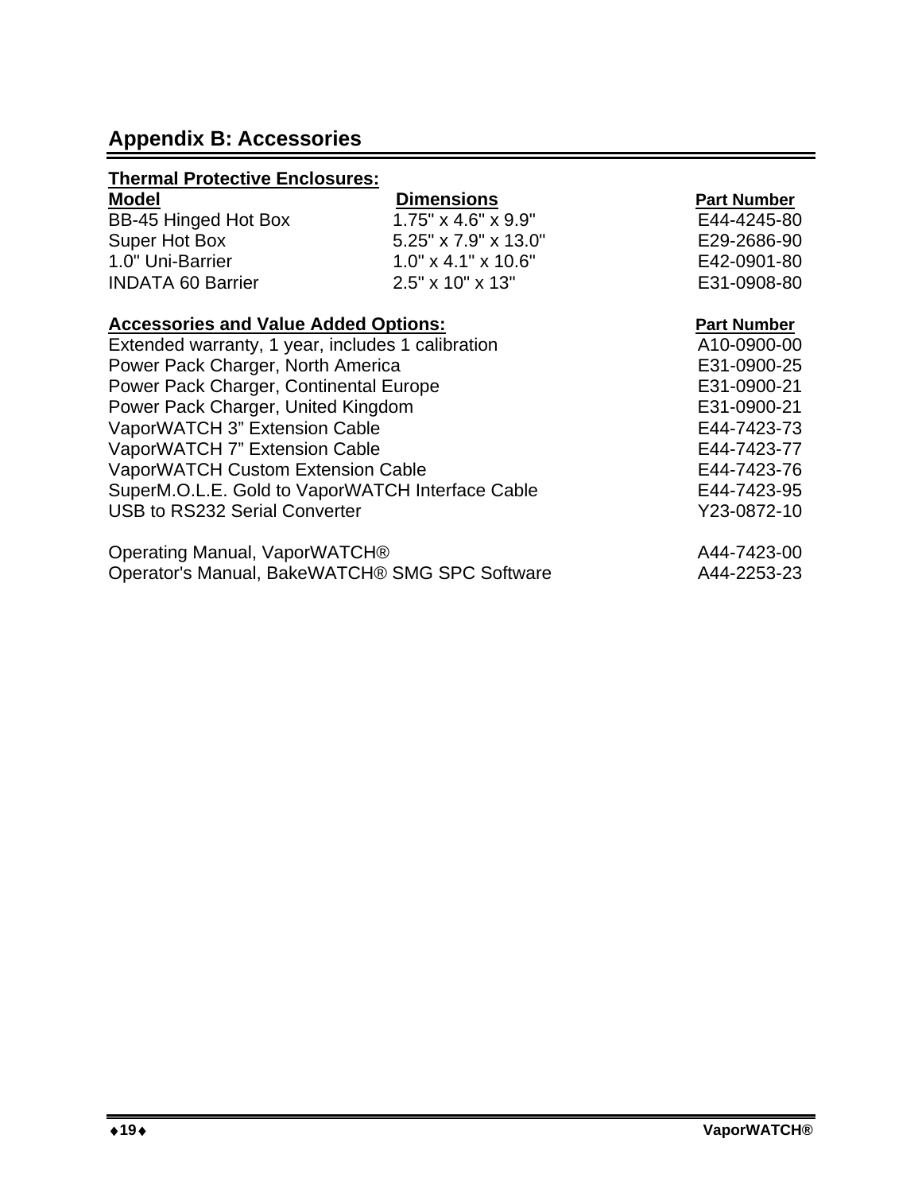## Appendix B: Accessories

**Thermal Protective Enclosures:**

| Model | Dimensions | Part Number |
|---|---|---|
| BB-45 Hinged Hot Box | 1.75" x 4.6" x 9.9" | E44-4245-80 |
| Super Hot Box | 5.25" x 7.9" x 13.0" | E29-2686-90 |
| 1.0" Uni-Barrier | 1.0" x 4.1" x 10.6" | E42-0901-80 |
| INDATA 60 Barrier | 2.5" x 10" x 13" | E31-0908-80 |

| Accessories and Value Added Options: | Part Number |
|---|---|
| Extended warranty, 1 year, includes 1 calibration | A10-0900-00 |
| Power Pack Charger, North America | E31-0900-25 |
| Power Pack Charger, Continental Europe | E31-0900-21 |
| Power Pack Charger, United Kingdom | E31-0900-21 |
| VaporWATCH 3" Extension Cable | E44-7423-73 |
| VaporWATCH 7" Extension Cable | E44-7423-77 |
| VaporWATCH Custom Extension Cable | E44-7423-76 |
| SuperM.O.L.E. Gold to VaporWATCH Interface Cable | E44-7423-95 |
| USB to RS232 Serial Converter | Y23-0872-10 |
| Operating Manual, VaporWATCH® | A44-7423-00 |
| Operator's Manual, BakeWATCH® SMG SPC Software | A44-2253-23 |